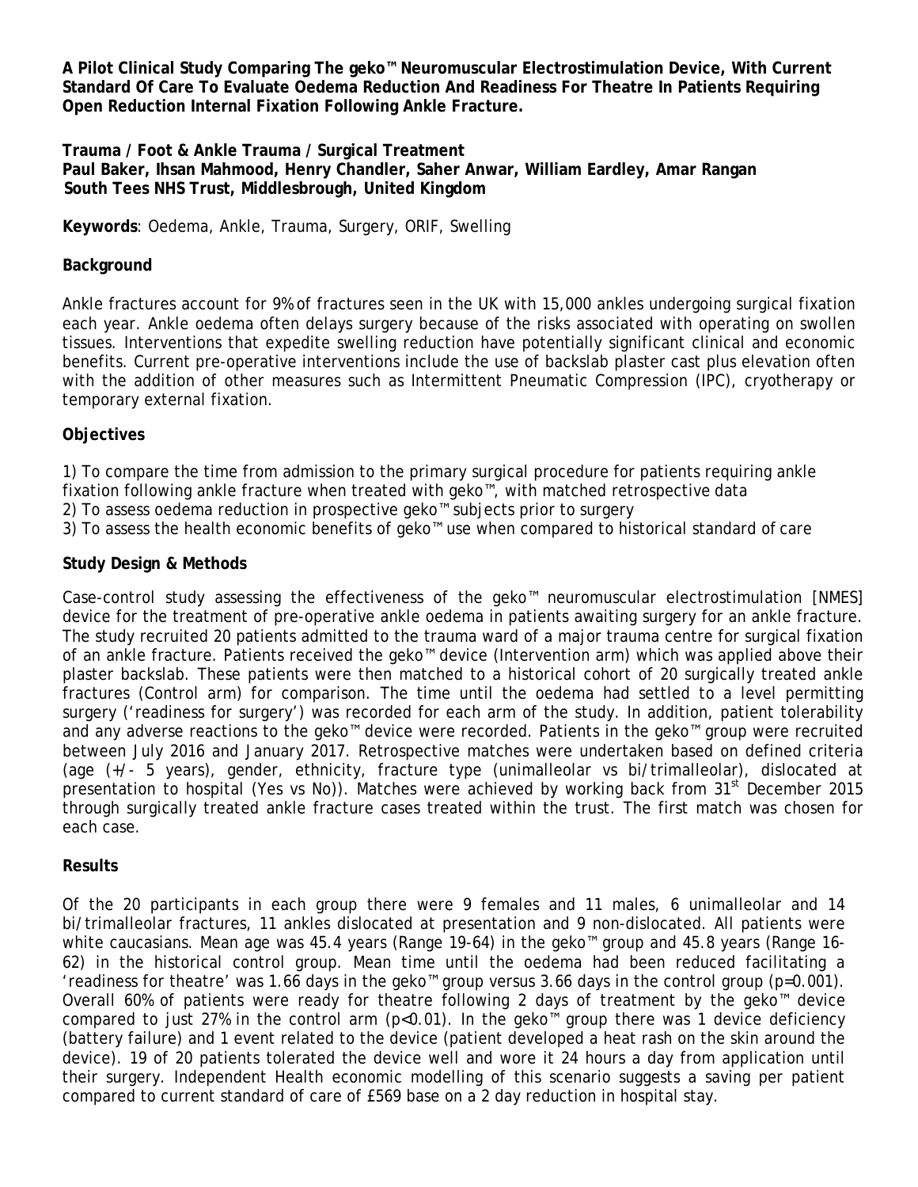**A Pilot Clinical Study Comparing The geko™ Neuromuscular Electrostimulation Device, With Current Standard Of Care To Evaluate Oedema Reduction And Readiness For Theatre In Patients Requiring Open Reduction Internal Fixation Following Ankle Fracture.**

**Trauma / Foot & Ankle Trauma / Surgical Treatment**
**Paul Baker, Ihsan Mahmood, Henry Chandler, Saher Anwar, William Eardley, Amar Rangan**
**South Tees NHS Trust, Middlesbrough, United Kingdom**

**Keywords**: Oedema, Ankle, Trauma, Surgery, ORIF, Swelling

## Background

Ankle fractures account for 9% of fractures seen in the UK with 15,000 ankles undergoing surgical fixation each year. Ankle oedema often delays surgery because of the risks associated with operating on swollen tissues. Interventions that expedite swelling reduction have potentially significant clinical and economic benefits. Current pre-operative interventions include the use of backslab plaster cast plus elevation often with the addition of other measures such as Intermittent Pneumatic Compression (IPC), cryotherapy or temporary external fixation.

## Objectives

1) To compare the time from admission to the primary surgical procedure for patients requiring ankle fixation following ankle fracture when treated with geko™, with matched retrospective data
2) To assess oedema reduction in prospective geko™ subjects prior to surgery
3) To assess the health economic benefits of geko™ use when compared to historical standard of care

## Study Design & Methods

Case-control study assessing the effectiveness of the geko™ neuromuscular electrostimulation [NMES] device for the treatment of pre-operative ankle oedema in patients awaiting surgery for an ankle fracture. The study recruited 20 patients admitted to the trauma ward of a major trauma centre for surgical fixation of an ankle fracture. Patients received the geko™ device (Intervention arm) which was applied above their plaster backslab. These patients were then matched to a historical cohort of 20 surgically treated ankle fractures (Control arm) for comparison. The time until the oedema had settled to a level permitting surgery ('readiness for surgery') was recorded for each arm of the study. In addition, patient tolerability and any adverse reactions to the geko™ device were recorded. Patients in the geko™ group were recruited between July 2016 and January 2017. Retrospective matches were undertaken based on defined criteria (age (+/- 5 years), gender, ethnicity, fracture type (unimalleolar vs bi/trimalleolar), dislocated at presentation to hospital (Yes vs No)). Matches were achieved by working back from 31st December 2015 through surgically treated ankle fracture cases treated within the trust. The first match was chosen for each case.

## Results

Of the 20 participants in each group there were 9 females and 11 males, 6 unimalleolar and 14 bi/trimalleolar fractures, 11 ankles dislocated at presentation and 9 non-dislocated. All patients were white caucasians. Mean age was 45.4 years (Range 19-64) in the geko™ group and 45.8 years (Range 16-62) in the historical control group. Mean time until the oedema had been reduced facilitating a 'readiness for theatre' was 1.66 days in the geko™ group versus 3.66 days in the control group ($p=0.001$). Overall 60% of patients were ready for theatre following 2 days of treatment by the geko™ device compared to just 27% in the control arm ($p<0.01$). In the geko™ group there was 1 device deficiency (battery failure) and 1 event related to the device (patient developed a heat rash on the skin around the device). 19 of 20 patients tolerated the device well and wore it 24 hours a day from application until their surgery. Independent Health economic modelling of this scenario suggests a saving per patient compared to current standard of care of £569 base on a 2 day reduction in hospital stay.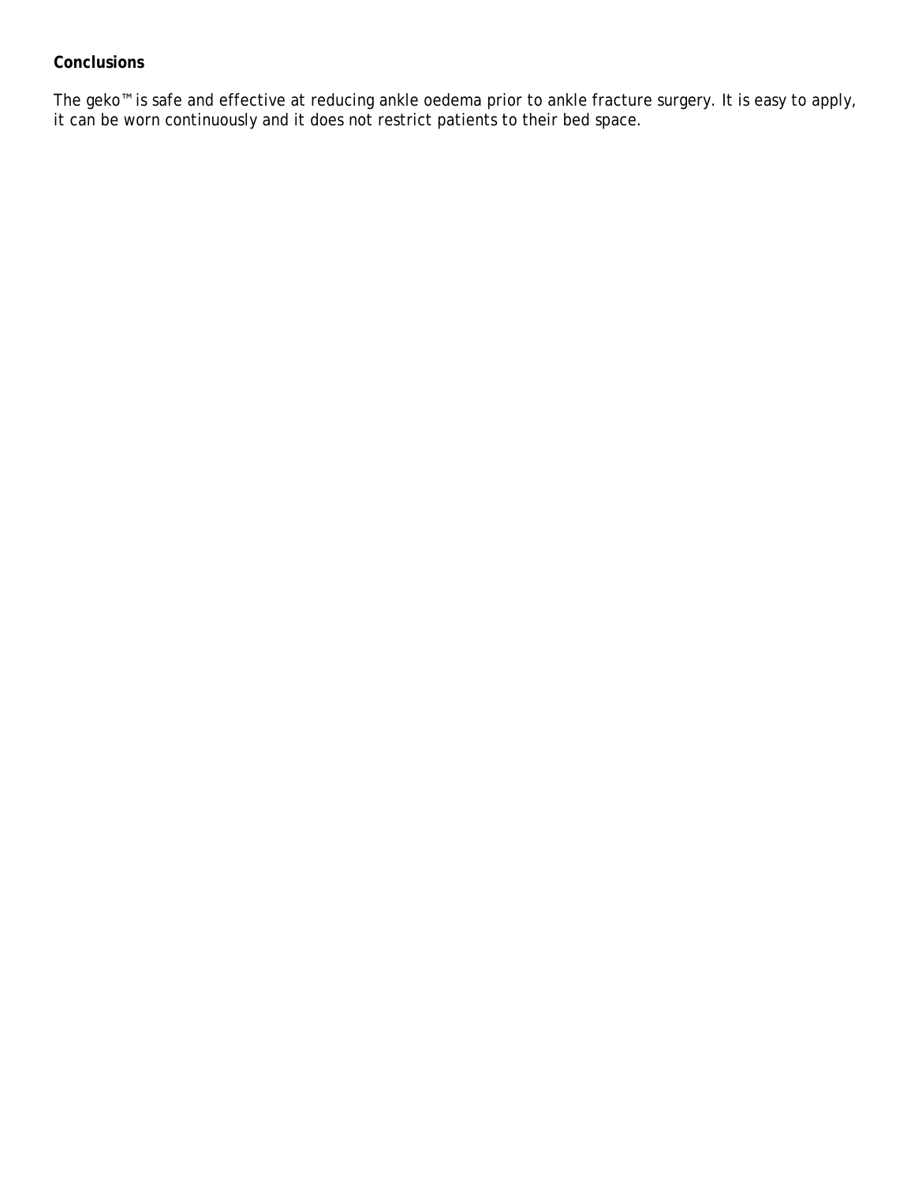**Conclusions**

The geko™ is safe and effective at reducing ankle oedema prior to ankle fracture surgery. It is easy to apply, it can be worn continuously and it does not restrict patients to their bed space.